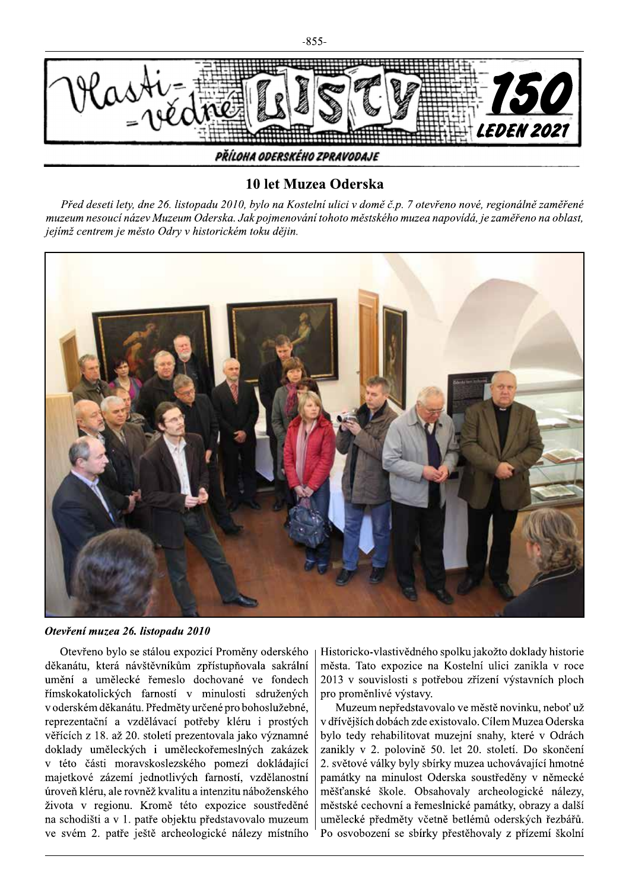# 10 let Muzea Oderska

*Před deseti lety, dne 26. listopadu 2010, bylo na Kostelní ulici v domě č.p. 7 otevřeno nové, regionálně zaměřené muzeum nesoucí název Muzeum Oderska. Jak pojmenování tohoto městského muzea napovídá, je zaměřeno na oblast, jejímž centrem je město Odry v historickém toku dějin.*

***Otevření muzea 26. listopadu 2010***

Otevřeno bylo se stálou expozicí Proměny oderského děkanátu, která návštěvníkům zpřístupňovala sakrální umění a umělecké řemeslo dochované ve fondech římskokatolických farností v minulosti sdružených v oderském děkanátu. Předměty určené pro bohoslužebné, reprezentační a vzdělávací potřeby kléru i prostých věřících z 18. až 20. století prezentovala jako významné doklady uměleckých i uměleckořemeslných zakázek v této části moravskoslezského pomezí dokládající majetkové zázemí jednotlivých farností, vzdělanostní úroveň kléru, ale rovněž kvalitu a intenzitu náboženského života v regionu. Kromě této expozice soustředěné na schodišti a v 1. patře objektu představovalo muzeum ve svém 2. patře ještě archeologické nálezy místního Historicko-vlastivědného spolku jakožto doklady historie města. Tato expozice na Kostelní ulici zanikla v roce 2013 v souvislosti s potřebou zřízení výstavních ploch pro proměnlivé výstavy.

Muzeum nepředstavovalo ve městě novinku, neboť už v dřívějších dobách zde existovalo. Cílem Muzea Oderska bylo tedy rehabilitovat muzejní snahy, které v Odrách zanikly v 2. polovině 50. let 20. století. Do skončení 2. světové války byly sbírky muzea uchovávající hmotné památky na minulost Oderska soustředěny v německé měšťanské škole. Obsahovaly archeologické nálezy, městské cechovní a řemeslnické památky, obrazy a další umělecké předměty včetně betlémů oderských řezbářů. Po osvobození se sbírky přestěhovaly z přízemí školní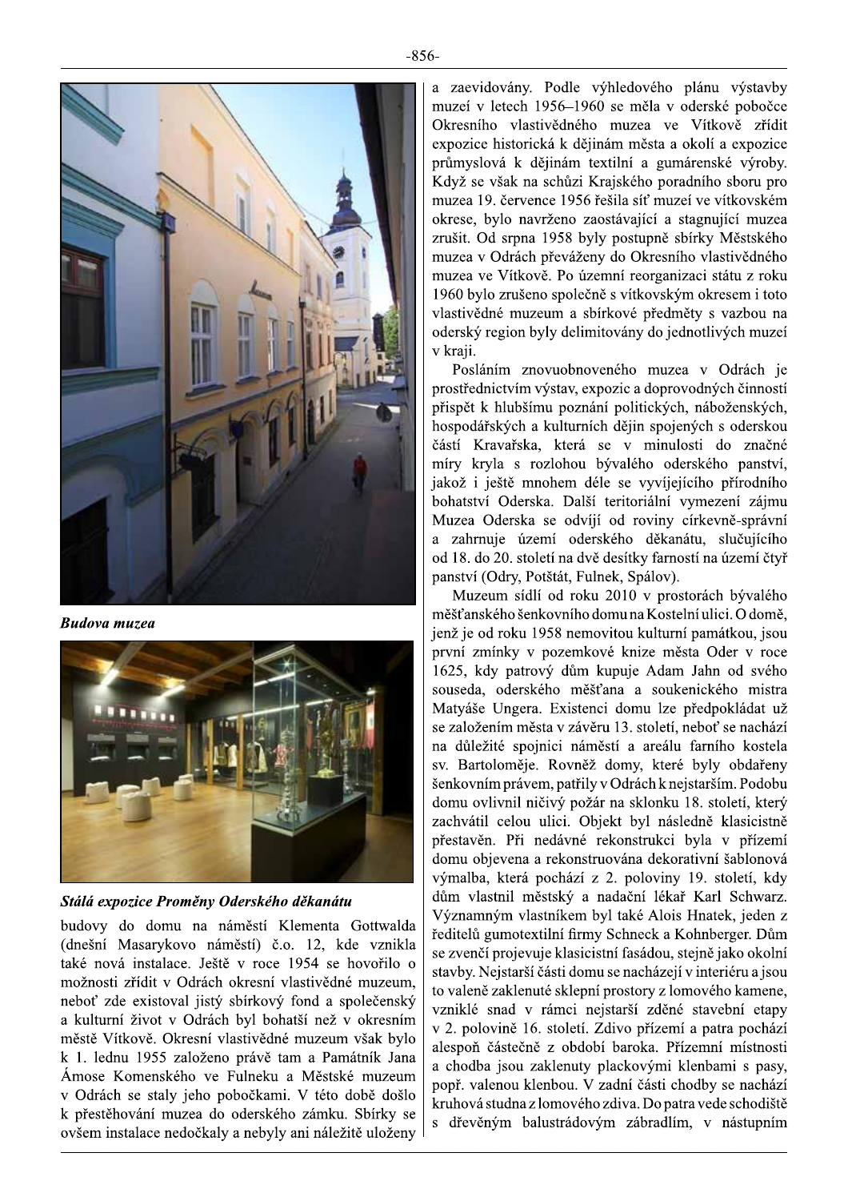*Budova muzea*

*Stálá expozice Proměny Oderského děkanátu*

budovy do domu na náměstí Klementa Gottwalda (dnešní Masarykovo náměstí) č.o. 12, kde vznikla také nová instalace. Ještě v roce 1954 se hovořilo o možnosti zřídit v Odrách okresní vlastivědné muzeum, neboť zde existoval jistý sbírkový fond a společenský a kulturní život v Odrách byl bohatší než v okresním městě Vítkově. Okresní vlastivědné muzeum však bylo k 1. lednu 1955 založeno právě tam a Památník Jana Ámose Komenského ve Fulneku a Městské muzeum v Odrách se staly jeho pobočkami. V této době došlo k přestěhování muzea do oderského zámku. Sbírky se ovšem instalace nedočkaly a nebyly ani náležitě uloženy a zaevidovány. Podle výhledového plánu výstavby muzeí v letech 1956–1960 se měla v oderské pobočce Okresního vlastivědného muzea ve Vítkově zřídit expozice historická k dějinám města a okolí a expozice průmyslová k dějinám textilní a gumárenské výroby. Když se však na schůzi Krajského poradního sboru pro muzea 19. července 1956 řešila síť muzeí ve vítkovském okrese, bylo navrženo zaostávající a stagnující muzea zrušit. Od srpna 1958 byly postupně sbírky Městského muzea v Odrách převáženy do Okresního vlastivědného muzea ve Vítkově. Po územní reorganizaci státu z roku 1960 bylo zrušeno společně s vítkovským okresem i toto vlastivědné muzeum a sbírkové předměty s vazbou na oderský region byly delimitovány do jednotlivých muzeí v kraji.

Posláním znovuobnoveného muzea v Odrách je prostřednictvím výstav, expozic a doprovodných činností přispět k hlubšímu poznání politických, náboženských, hospodářských a kulturních dějin spojených s oderskou částí Kravařska, která se v minulosti do značné míry kryla s rozlohou bývalého oderského panství, jakož i ještě mnohem déle se vyvíjejícího přírodního bohatství Oderska. Další teritoriální vymezení zájmu Muzea Oderska se odvíjí od roviny církevně-správní a zahrnuje území oderského děkanátu, slučujícího od 18. do 20. století na dvě desítky farností na území čtyř panství (Odry, Potštát, Fulnek, Spálov).

Muzeum sídlí od roku 2010 v prostorách bývalého měšťanského šenkovního domu na Kostelní ulici. O domě, jenž je od roku 1958 nemovitou kulturní památkou, jsou první zmínky v pozemkové knize města Oder v roce 1625, kdy patrový dům kupuje Adam Jahn od svého souseda, oderského měšťana a soukenického mistra Matyáše Ungera. Existenci domu lze předpokládat už se založením města v závěru 13. století, neboť se nachází na důležité spojnici náměstí a areálu farního kostela sv. Bartoloměje. Rovněž domy, které byly obdařeny šenkovním právem, patřily v Odrách k nejstarším. Podobu domu ovlivnil ničivý požár na sklonku 18. století, který zachvátil celou ulici. Objekt byl následně klasicistně přestavěn. Při nedávné rekonstrukci byla v přízemí domu objevena a rekonstruována dekorativní šablonová výmalba, která pochází z 2. poloviny 19. století, kdy dům vlastnil městský a nadační lékař Karl Schwarz. Významným vlastníkem byl také Alois Hnatek, jeden z ředitelů gumotextilní firmy Schneck a Kohnberger. Dům se zvenčí projevuje klasicistní fasádou, stejně jako okolní stavby. Nejstarší části domu se nacházejí v interiéru a jsou to valeně zaklenuté sklepní prostory z lomového kamene, vzniklé snad v rámci nejstarší zděné stavební etapy v 2. polovině 16. století. Zdivo přízemí a patra pochází alespoň částečně z období baroka. Přízemní místnosti a chodba jsou zaklenuty plackovými klenbami s pasy, popř. valenou klenbou. V zadní části chodby se nachází kruhová studna z lomového zdiva. Do patra vede schodiště s dřevěným balustrádovým zábradlím, v nástupním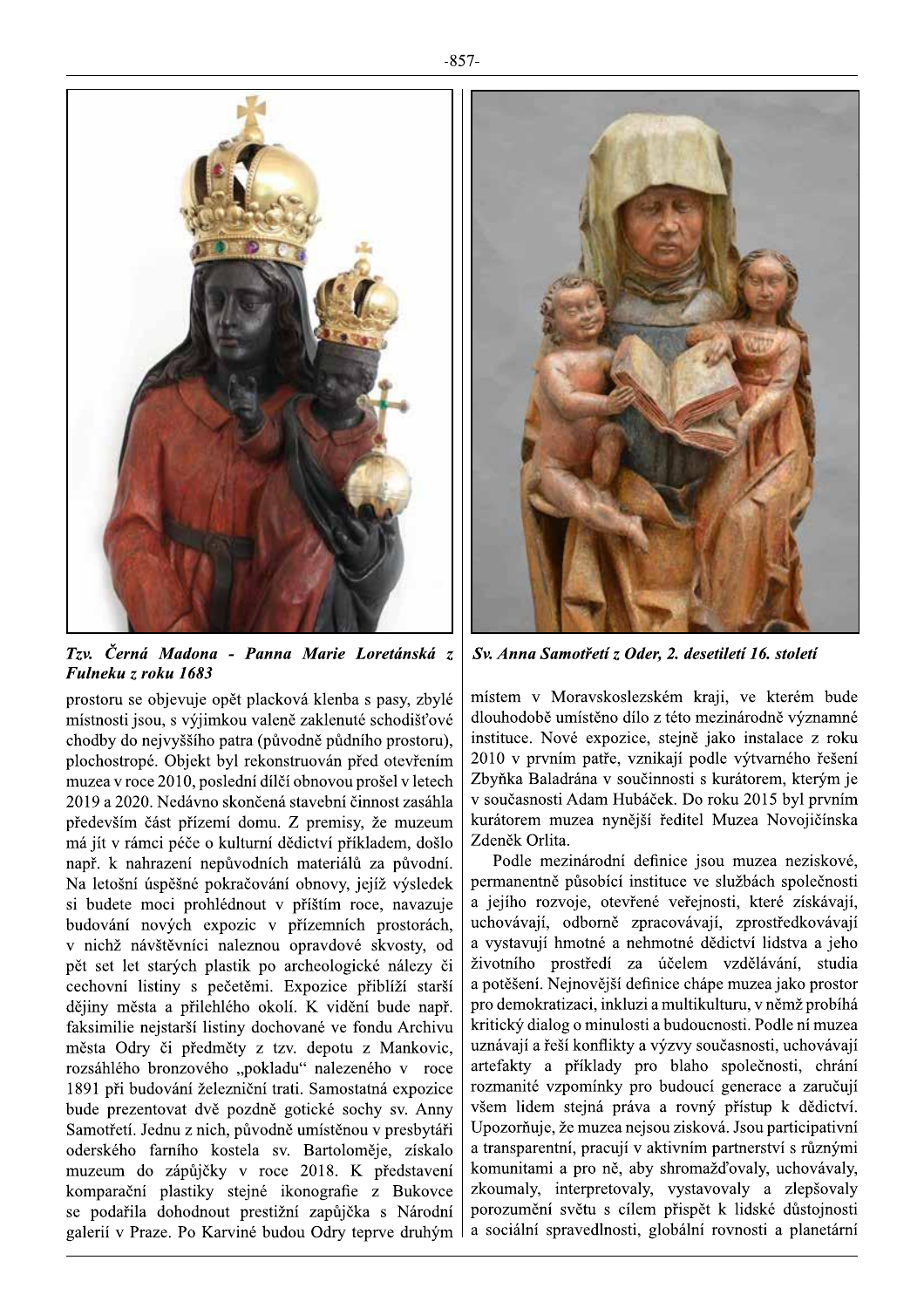*Tzv. Černá Madona - Panna Marie Loretánská z Fulneku z roku 1683*

*Sv. Anna Samotřetí z Oder, 2. desetiletí 16. století*

prostoru se objevuje opět placková klenba s pasy, zbylé místnosti jsou, s výjimkou valeně zaklenuté schodišťové chodby do nejvyššího patra (původně půdního prostoru), plochostropé. Objekt byl rekonstruován před otevřením muzea v roce 2010, poslední dílčí obnovou prošel v letech 2019 a 2020. Nedávno skončená stavební činnost zasáhla především část přízemí domu. Z premisy, že muzeum má jít v rámci péče o kulturní dědictví příkladem, došlo např. k nahrazení nepůvodních materiálů za původní. Na letošní úspěšné pokračování obnovy, jejíž výsledek si budete moci prohlédnout v příštím roce, navazuje budování nových expozic v přízemních prostorách, v nichž návštěvníci naleznou opravdové skvosty, od pět set let starých plastik po archeologické nálezy či cechovní listiny s pečetěmi. Expozice přiblíží starší dějiny města a přilehlého okolí. K vidění bude např. faksimilie nejstarší listiny dochované ve fondu Archivu města Odry či předměty z tzv. depotu z Mankovic, rozsáhlého bronzového „pokladu" nalezeného v roce 1891 při budování železniční trati. Samostatná expozice bude prezentovat dvě pozdně gotické sochy sv. Anny Samotřetí. Jednu z nich, původně umístěnou v presbytáři oderského farního kostela sv. Bartoloměje, získalo muzeum do zápůjčky v roce 2018. K představení komparační plastiky stejné ikonografie z Bukovce se podařila dohodnout prestižní zapůjčka s Národní galerií v Praze. Po Karviné budou Odry teprve druhým místem v Moravskoslezském kraji, ve kterém bude dlouhodobě umístěno dílo z této mezinárodně významné instituce. Nové expozice, stejně jako instalace z roku 2010 v prvním patře, vznikají podle výtvarného řešení Zbyňka Baladrána v součinnosti s kurátorem, kterým je v současnosti Adam Hubáček. Do roku 2015 byl prvním kurátorem muzea nynější ředitel Muzea Novojičínska Zdeněk Orlita.

Podle mezinárodní definice jsou muzea neziskové, permanentně působící instituce ve službách společnosti a jejího rozvoje, otevřené veřejnosti, které získávají, uchovávají, odborně zpracovávají, zprostředkovávají a vystavují hmotné a nehmotné dědictví lidstva a jeho životního prostředí za účelem vzdělávání, studia a potěšení. Nejnovější definice chápe muzea jako prostor pro demokratizaci, inkluzi a multikulturu, v němž probíhá kritický dialog o minulosti a budoucnosti. Podle ní muzea uznávají a řeší konflikty a výzvy současnosti, uchovávají artefakty a příklady pro blaho společnosti, chrání rozmanité vzpomínky pro budoucí generace a zaručují všem lidem stejná práva a rovný přístup k dědictví. Upozorňuje, že muzea nejsou zisková. Jsou participativní a transparentní, pracují v aktivním partnerství s různými komunitami a pro ně, aby shromažďovaly, uchovávaly, zkoumaly, interpretovaly, vystavovaly a zlepšovaly porozumění světu s cílem přispět k lidské důstojnosti a sociální spravedlnosti, globální rovnosti a planetární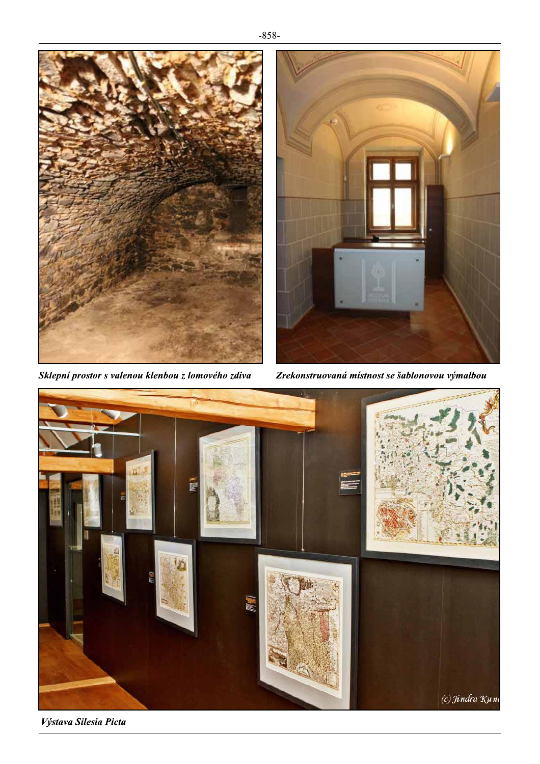*Sklepní prostor s valenou klenbou z lomového zdiva*

*Zrekonstruovaná místnost se šablonovou výmalbou*

*Výstava Silesia Picta*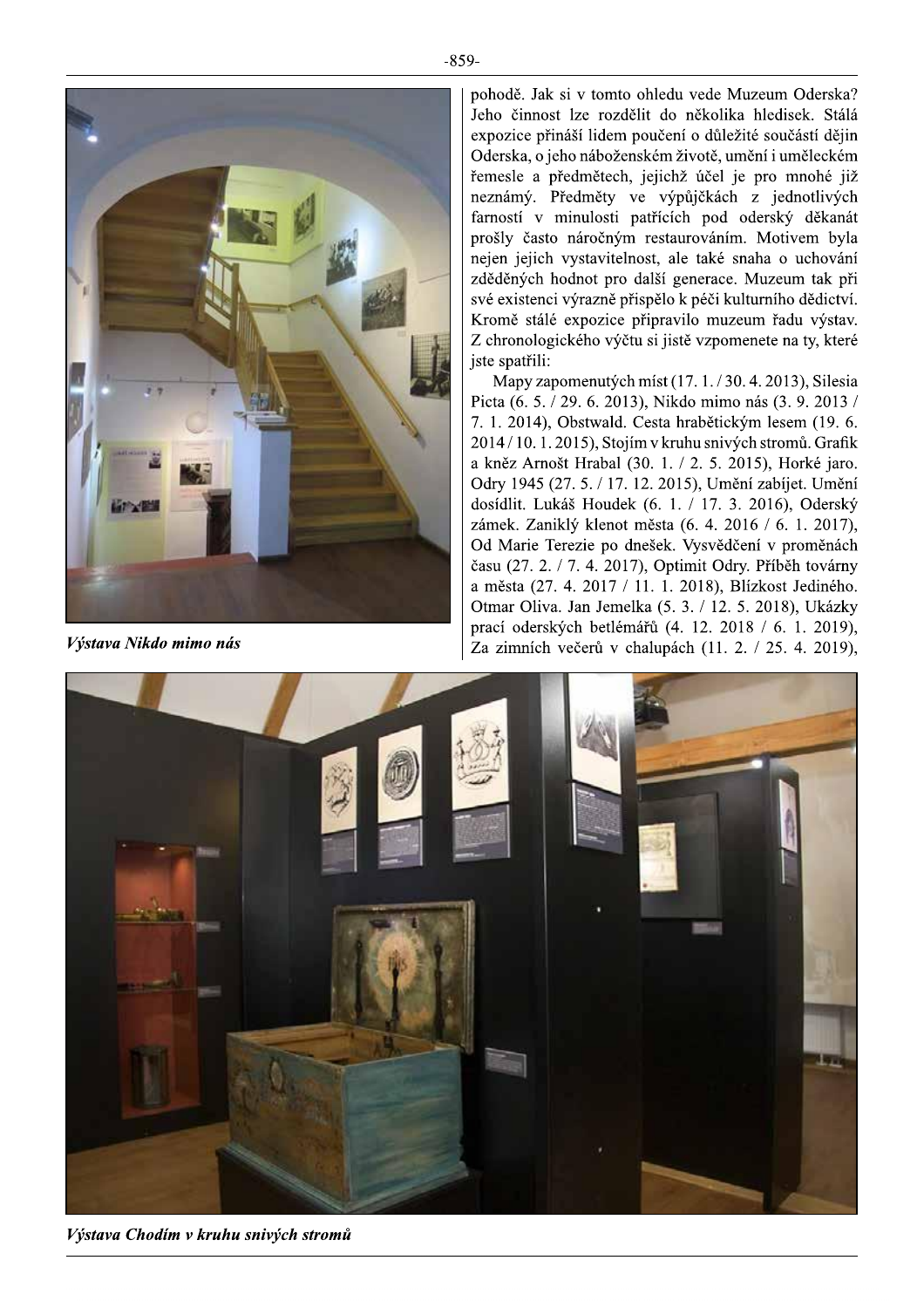Výstava Nikdo mimo nás

pohodě. Jak si v tomto ohledu vede Muzeum Oderska? Jeho činnost lze rozdělit do několika hledisek. Stálá expozice přináší lidem poučení o důležité součásti dějin Oderska, o jeho náboženském životě, umění i uměleckém řemesle a předmětech, jejichž účel je pro mnohé již neznámý. Předměty ve výpůjčkách z jednotlivých farností v minulosti patřících pod oderský děkanát prošly často náročným restaurováním. Motivem byla nejen jejich vystavitelnost, ale také snaha o uchování zděděných hodnot pro další generace. Muzeum tak při své existenci výrazně přispělo k péči kulturního dědictví. Kromě stálé expozice připravilo muzeum řadu výstav. Z chronologického výčtu si jistě vzpomenete na ty, které jste spatřili:

Mapy zapomenutých míst (17. 1. / 30. 4. 2013), Silesia Picta (6. 5. / 29. 6. 2013), Nikdo mimo nás (3. 9. 2013 / 7. 1. 2014), Obstwald. Cesta hrabětickým lesem (19. 6. 2014 / 10. 1. 2015), Stojím v kruhu snivých stromů. Grafik a kněz Arnošt Hrabal (30. 1. / 2. 5. 2015), Horké jaro. Odry 1945 (27. 5. / 17. 12. 2015), Umění zabíjet. Umění dosídlit. Lukáš Houdek (6. 1. / 17. 3. 2016), Oderský zámek. Zaniklý klenot města (6. 4. 2016 / 6. 1. 2017), Od Marie Terezie po dnešek. Vysvědčení v proměnách času (27. 2. / 7. 4. 2017), Optimit Odry. Příběh továrny a města (27. 4. 2017 / 11. 1. 2018), Blízkost Jediného. Otmar Oliva. Jan Jemelka (5. 3. / 12. 5. 2018), Ukázky prací oderských betlémářů (4. 12. 2018 / 6. 1. 2019), Za zimních večerů v chalupách (11. 2. / 25. 4. 2019),

Výstava Chodím v kruhu snivých stromů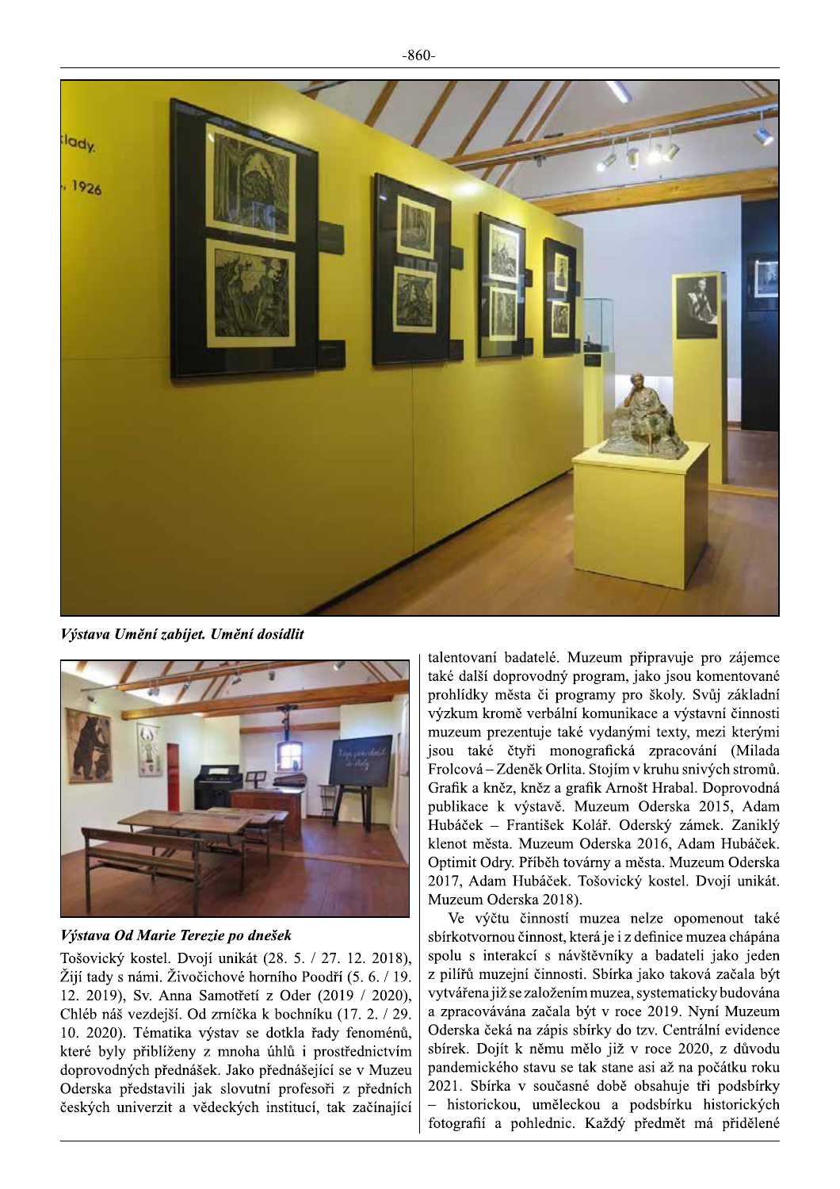*Výstava Umění zabíjet. Umění dosídlit*

*Výstava Od Marie Terezie po dnešek*

Tošovický kostel. Dvojí unikát (28. 5. / 27. 12. 2018), Žijí tady s námi. Živočichové horního Poodří (5. 6. / 19. 12. 2019), Sv. Anna Samotřetí z Oder (2019 / 2020), Chléb náš vezdejší. Od zrníčka k bochníku (17. 2. / 29. 10. 2020). Tématika výstav se dotkla řady fenoménů, které byly přiblíženy z mnoha úhlů i prostřednictvím doprovodných přednášek. Jako přednášející se v Muzeu Oderska představili jak slovutní profesoři z předních českých univerzit a vědeckých institucí, tak začínající talentovaní badatelé. Muzeum připravuje pro zájemce také další doprovodný program, jako jsou komentované prohlídky města či programy pro školy. Svůj základní výzkum kromě verbální komunikace a výstavní činnosti muzeum prezentuje také vydanými texty, mezi kterými jsou také čtyři monografická zpracování (Milada Frolcová – Zdeněk Orlita. Stojím v kruhu snivých stromů. Grafik a kněz, kněz a grafik Arnošt Hrabal. Doprovodná publikace k výstavě. Muzeum Oderska 2015, Adam Hubáček – František Kolář. Oderský zámek. Zaniklý klenot města. Muzeum Oderska 2016, Adam Hubáček. Optimit Odry. Příběh továrny a města. Muzeum Oderska 2017, Adam Hubáček. Tošovický kostel. Dvojí unikát. Muzeum Oderska 2018).

Ve výčtu činností muzea nelze opomenout také sbírkotvornou činnost, která je i z definice muzea chápána spolu s interakcí s návštěvníky a badateli jako jeden z pilířů muzejní činnosti. Sbírka jako taková začala být vytvářena již se založením muzea, systematicky budována a zpracovávána začala být v roce 2019. Nyní Muzeum Oderska čeká na zápis sbírky do tzv. Centrální evidence sbírek. Dojít k němu mělo již v roce 2020, z důvodu pandemického stavu se tak stane asi až na počátku roku 2021. Sbírka v současné době obsahuje tři podsbírky – historickou, uměleckou a podsbírku historických fotografií a pohlednic. Každý předmět má přidělené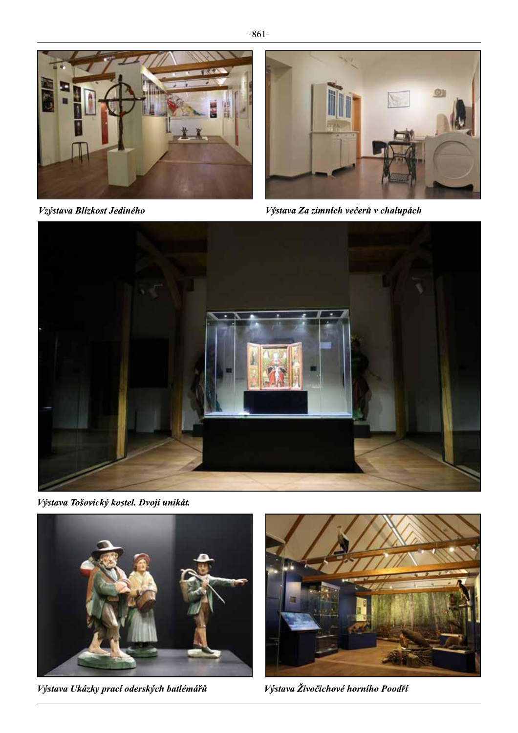*Vzýstava Blízkost Jediného*

*Výstava Za zimních večerů v chalupách*

*Výstava Tošovický kostel. Dvojí unikát.*

*Výstava Ukázky prací oderských batlémářů*

*Výstava Živočichové horního Poodří*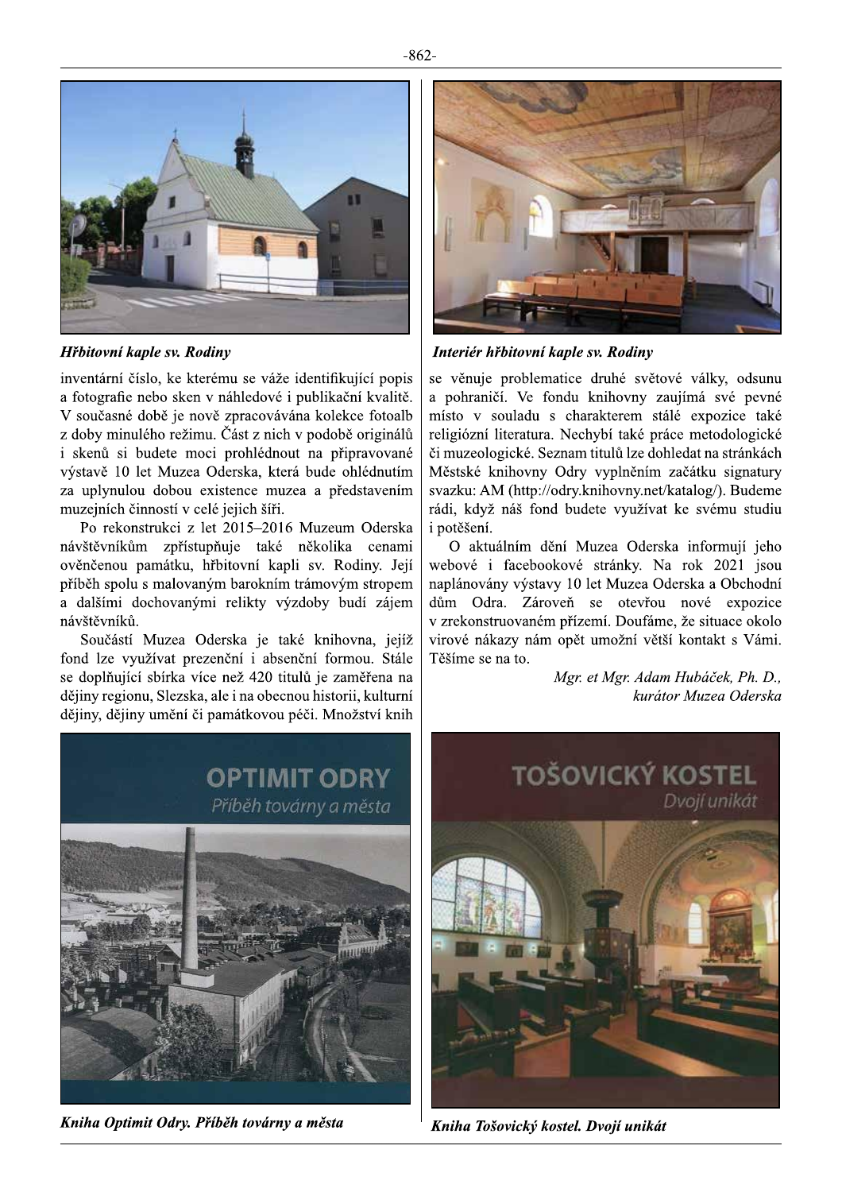*Hřbitovní kaple sv. Rodiny*

*Interiér hřbitovní kaple sv. Rodiny*

inventární číslo, ke kterému se váže identifikující popis a fotografie nebo sken v náhledové i publikační kvalitě. V současné době je nově zpracovávána kolekce fotoalb z doby minulého režimu. Část z nich v podobě originálů i skenů si budete moci prohlédnout na připravované výstavě 10 let Muzea Oderska, která bude ohlédnutím za uplynulou dobou existence muzea a představením muzejních činností v celé jejich šíři.

Po rekonstrukci z let 2015–2016 Muzeum Oderska návštěvníkům zpřístupňuje také několika cenami ověnčenou památku, hřbitovní kapli sv. Rodiny. Její příběh spolu s malovaným barokním trámovým stropem a dalšími dochovanými relikty výzdoby budí zájem návštěvníků.

Součástí Muzea Oderska je také knihovna, jejíž fond lze využívat prezenční i absenční formou. Stále se doplňující sbírka více než 420 titulů je zaměřena na dějiny regionu, Slezska, ale i na obecnou historii, kulturní dějiny, dějiny umění či památkovou péči. Množství knih se věnuje problematice druhé světové války, odsunu a pohraničí. Ve fondu knihovny zaujímá své pevné místo v souladu s charakterem stálé expozice také religiózní literatura. Nechybí také práce metodologické či muzeologické. Seznam titulů lze dohledat na stránkách Městské knihovny Odry vyplněním začátku signatury svazku: AM (http://odry.knihovny.net/katalog/). Budeme rádi, když náš fond budete využívat ke svému studiu i potěšení.

O aktuálním dění Muzea Oderska informují jeho webové i facebookové stránky. Na rok 2021 jsou naplánovány výstavy 10 let Muzea Oderska a Obchodní dům Odra. Zároveň se otevřou nové expozice v zrekonstruovaném přízemí. Doufáme, že situace okolo virové nákazy nám opět umožní větší kontakt s Vámi. Těšíme se na to.

*Mgr. et Mgr. Adam Hubáček, Ph. D.,*
*kurátor Muzea Oderska*

*Kniha Optimit Odry. Příběh továrny a města*

*Kniha Tošovický kostel. Dvojí unikát*